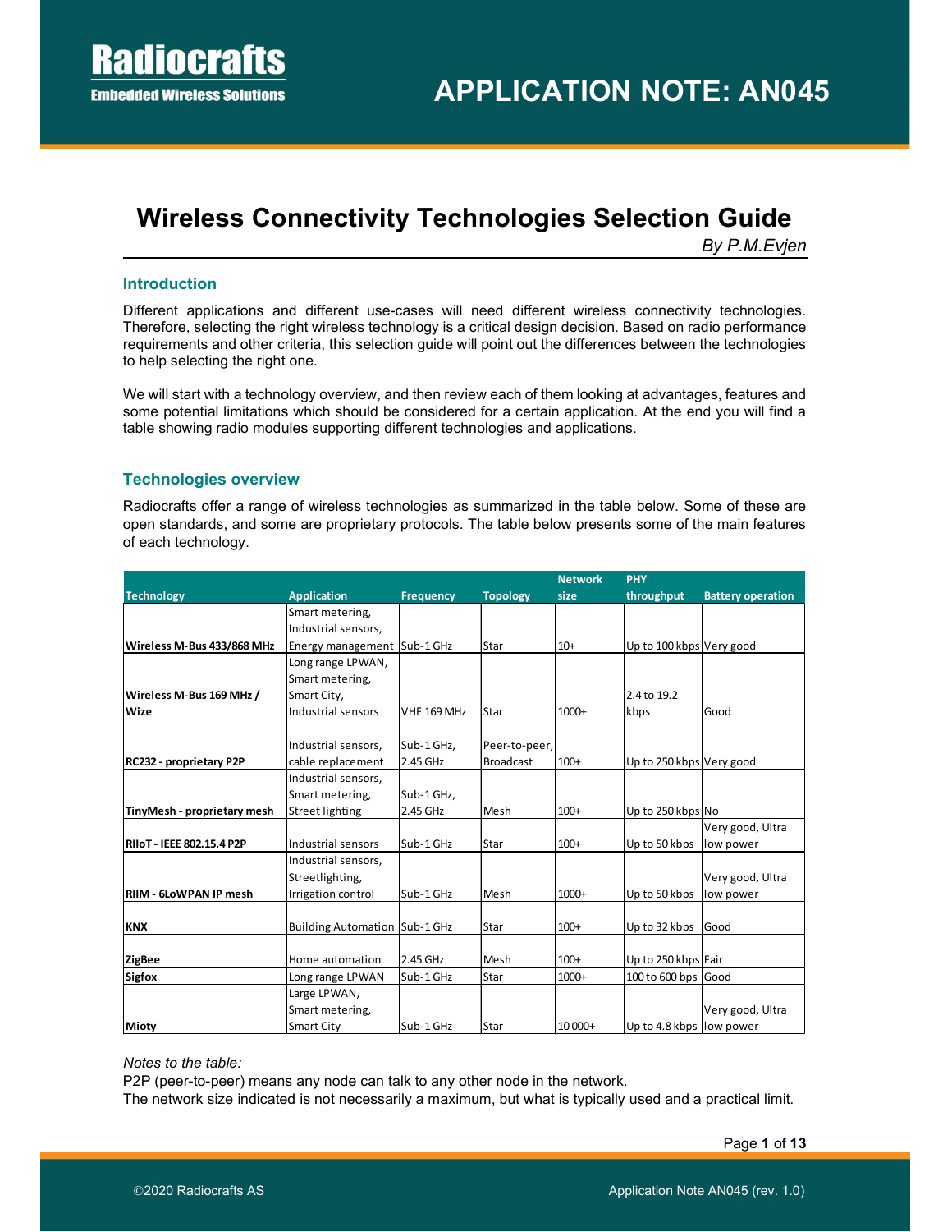# Wireless Connectivity Technologies Selection Guide

*By P.M.Evjen*

## Introduction

Different applications and different use-cases will need different wireless connectivity technologies. Therefore, selecting the right wireless technology is a critical design decision. Based on radio performance requirements and other criteria, this selection guide will point out the differences between the technologies to help selecting the right one.

We will start with a technology overview, and then review each of them looking at advantages, features and some potential limitations which should be considered for a certain application. At the end you will find a table showing radio modules supporting different technologies and applications.

## Technologies overview

Radiocrafts offer a range of wireless technologies as summarized in the table below. Some of these are open standards, and some are proprietary protocols. The table below presents some of the main features of each technology.

| Technology | Application | Frequency | Topology | Network size | PHY throughput | Battery operation |
|---|---|---|---|---|---|---|
| **Wireless M-Bus 433/868 MHz** | Smart metering, Industrial sensors, Energy management | Sub-1 GHz | Star | 10+ | Up to 100 kbps | Very good |
| **Wireless M-Bus 169 MHz / Wize** | Long range LPWAN, Smart metering, Smart City, Industrial sensors | VHF 169 MHz | Star | 1000+ | 2.4 to 19.2 kbps | Good |
| **RC232 - proprietary P2P** | Industrial sensors, cable replacement | Sub-1 GHz, 2.45 GHz | Peer-to-peer, Broadcast | 100+ | Up to 250 kbps | Very good |
| **TinyMesh - proprietary mesh** | Industrial sensors, Smart metering, Street lighting | Sub-1 GHz, 2.45 GHz | Mesh | 100+ | Up to 250 kbps | No |
| **RIIoT - IEEE 802.15.4 P2P** | Industrial sensors | Sub-1 GHz | Star | 100+ | Up to 50 kbps | Very good, Ultra low power |
| **RIIM - 6LoWPAN IP mesh** | Industrial sensors, Streetlighting, Irrigation control | Sub-1 GHz | Mesh | 1000+ | Up to 50 kbps | Very good, Ultra low power |
| **KNX** | Building Automation | Sub-1 GHz | Star | 100+ | Up to 32 kbps | Good |
| **ZigBee** | Home automation | 2.45 GHz | Mesh | 100+ | Up to 250 kbps | Fair |
| **Sigfox** | Long range LPWAN | Sub-1 GHz | Star | 1000+ | 100 to 600 bps | Good |
| **Mioty** | Large LPWAN, Smart metering, Smart City | Sub-1 GHz | Star | 10 000+ | Up to 4.8 kbps | Very good, Ultra low power |

*Notes to the table:*

P2P (peer-to-peer) means any node can talk to any other node in the network.
The network size indicated is not necessarily a maximum, but what is typically used and a practical limit.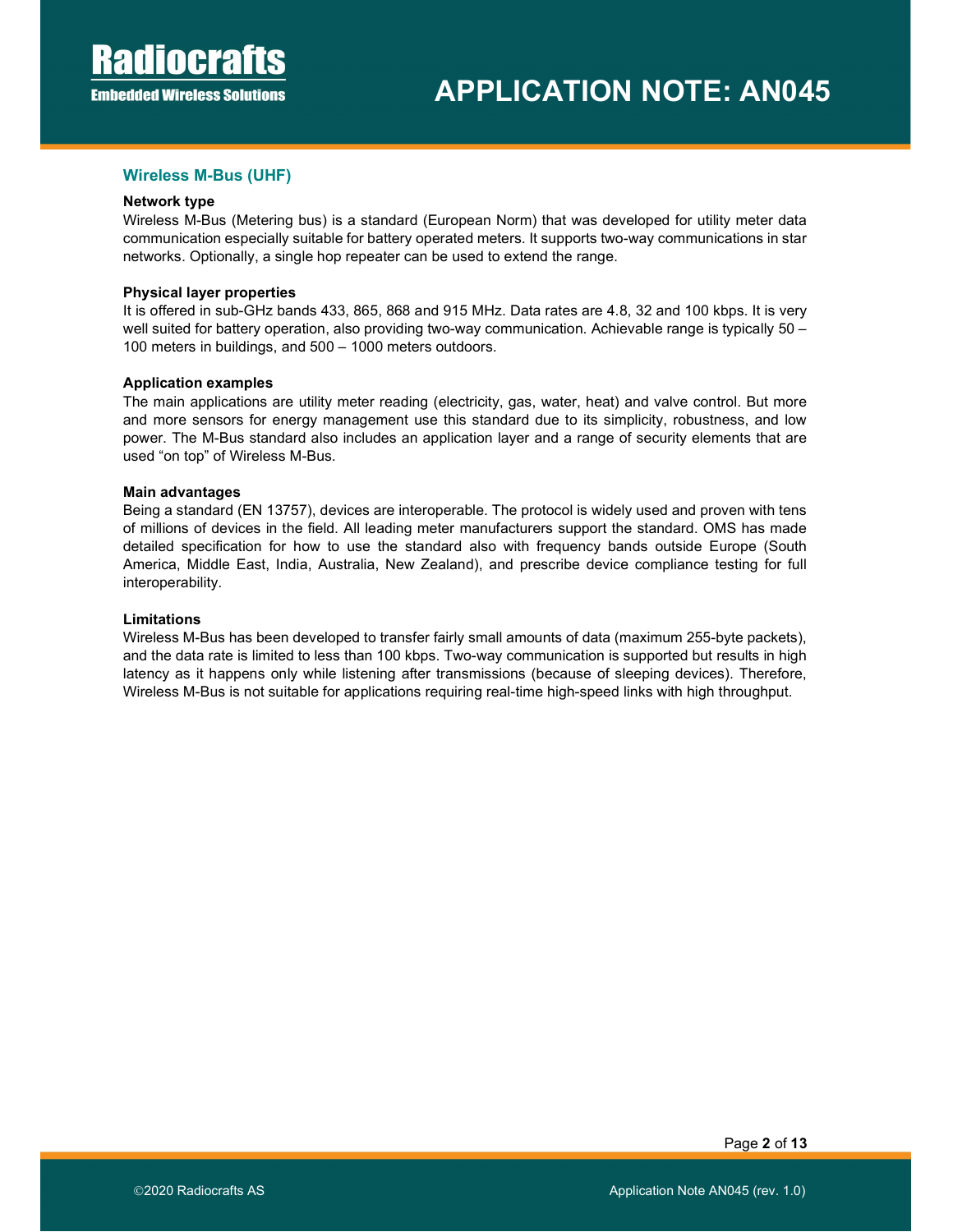## Wireless M-Bus (UHF)

**Network type**

Wireless M-Bus (Metering bus) is a standard (European Norm) that was developed for utility meter data communication especially suitable for battery operated meters. It supports two-way communications in star networks. Optionally, a single hop repeater can be used to extend the range.

**Physical layer properties**

It is offered in sub-GHz bands 433, 865, 868 and 915 MHz. Data rates are 4.8, 32 and 100 kbps. It is very well suited for battery operation, also providing two-way communication. Achievable range is typically 50 – 100 meters in buildings, and 500 – 1000 meters outdoors.

**Application examples**

The main applications are utility meter reading (electricity, gas, water, heat) and valve control. But more and more sensors for energy management use this standard due to its simplicity, robustness, and low power. The M-Bus standard also includes an application layer and a range of security elements that are used "on top" of Wireless M-Bus.

**Main advantages**

Being a standard (EN 13757), devices are interoperable. The protocol is widely used and proven with tens of millions of devices in the field. All leading meter manufacturers support the standard. OMS has made detailed specification for how to use the standard also with frequency bands outside Europe (South America, Middle East, India, Australia, New Zealand), and prescribe device compliance testing for full interoperability.

**Limitations**

Wireless M-Bus has been developed to transfer fairly small amounts of data (maximum 255-byte packets), and the data rate is limited to less than 100 kbps. Two-way communication is supported but results in high latency as it happens only while listening after transmissions (because of sleeping devices). Therefore, Wireless M-Bus is not suitable for applications requiring real-time high-speed links with high throughput.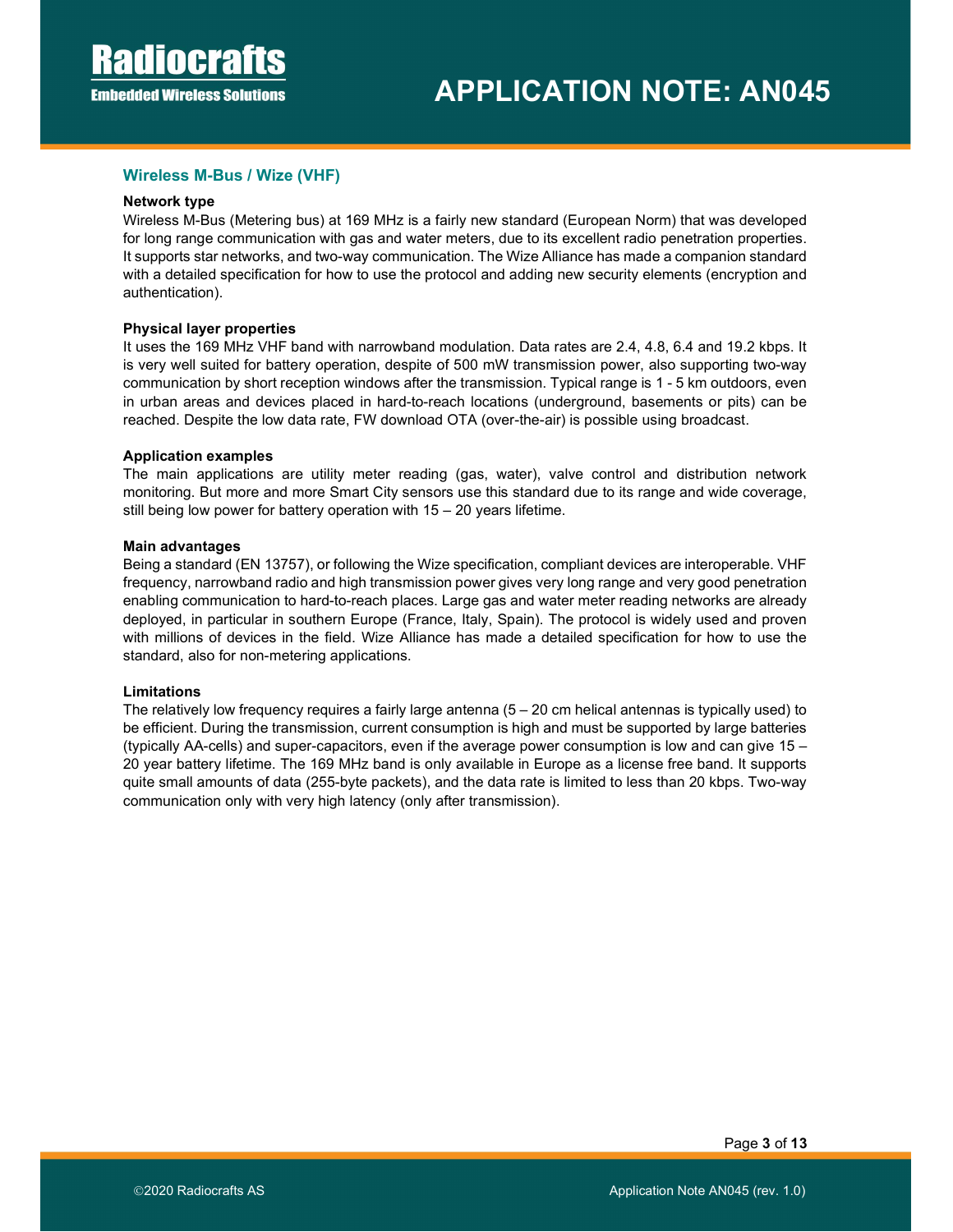## Wireless M-Bus / Wize (VHF)

**Network type**

Wireless M-Bus (Metering bus) at 169 MHz is a fairly new standard (European Norm) that was developed for long range communication with gas and water meters, due to its excellent radio penetration properties. It supports star networks, and two-way communication. The Wize Alliance has made a companion standard with a detailed specification for how to use the protocol and adding new security elements (encryption and authentication).

**Physical layer properties**

It uses the 169 MHz VHF band with narrowband modulation. Data rates are 2.4, 4.8, 6.4 and 19.2 kbps. It is very well suited for battery operation, despite of 500 mW transmission power, also supporting two-way communication by short reception windows after the transmission. Typical range is 1 - 5 km outdoors, even in urban areas and devices placed in hard-to-reach locations (underground, basements or pits) can be reached. Despite the low data rate, FW download OTA (over-the-air) is possible using broadcast.

**Application examples**

The main applications are utility meter reading (gas, water), valve control and distribution network monitoring. But more and more Smart City sensors use this standard due to its range and wide coverage, still being low power for battery operation with 15 – 20 years lifetime.

**Main advantages**

Being a standard (EN 13757), or following the Wize specification, compliant devices are interoperable. VHF frequency, narrowband radio and high transmission power gives very long range and very good penetration enabling communication to hard-to-reach places. Large gas and water meter reading networks are already deployed, in particular in southern Europe (France, Italy, Spain). The protocol is widely used and proven with millions of devices in the field. Wize Alliance has made a detailed specification for how to use the standard, also for non-metering applications.

**Limitations**

The relatively low frequency requires a fairly large antenna (5 – 20 cm helical antennas is typically used) to be efficient. During the transmission, current consumption is high and must be supported by large batteries (typically AA-cells) and super-capacitors, even if the average power consumption is low and can give 15 – 20 year battery lifetime. The 169 MHz band is only available in Europe as a license free band. It supports quite small amounts of data (255-byte packets), and the data rate is limited to less than 20 kbps. Two-way communication only with very high latency (only after transmission).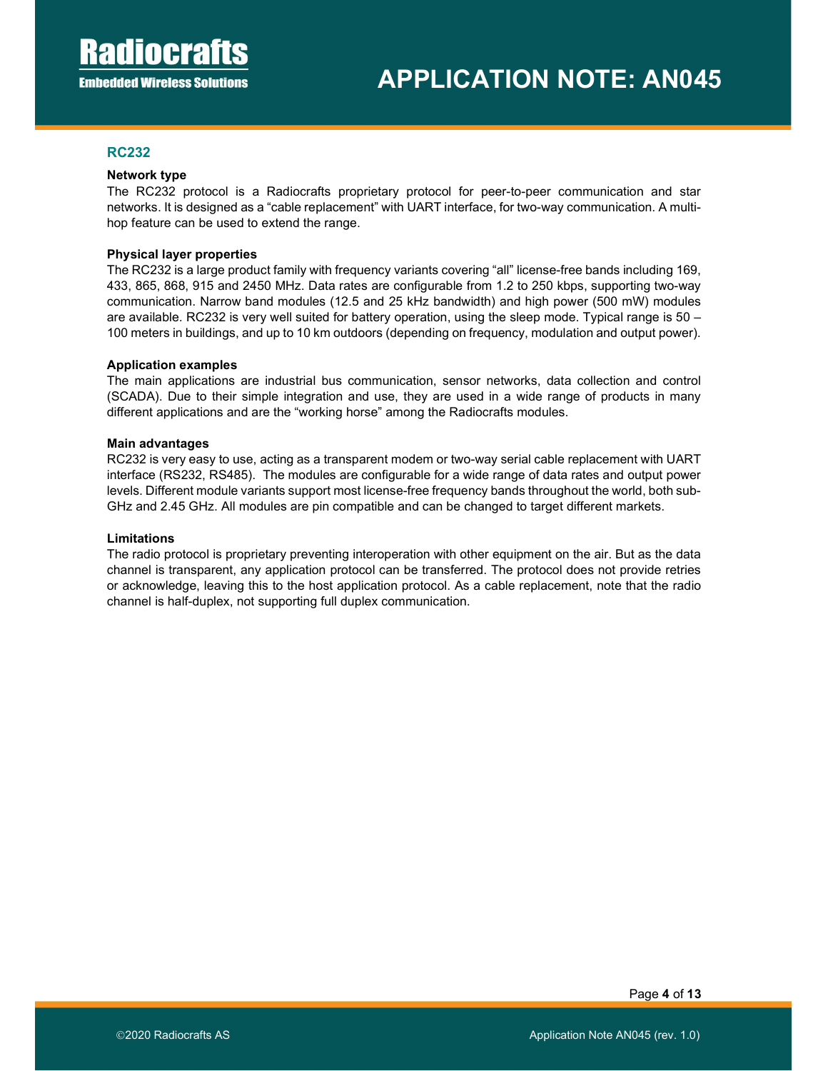## RC232

### Network type

The RC232 protocol is a Radiocrafts proprietary protocol for peer-to-peer communication and star networks. It is designed as a “cable replacement” with UART interface, for two-way communication. A multi-hop feature can be used to extend the range.

### Physical layer properties

The RC232 is a large product family with frequency variants covering “all” license-free bands including 169, 433, 865, 868, 915 and 2450 MHz. Data rates are configurable from 1.2 to 250 kbps, supporting two-way communication. Narrow band modules (12.5 and 25 kHz bandwidth) and high power (500 mW) modules are available. RC232 is very well suited for battery operation, using the sleep mode. Typical range is 50 – 100 meters in buildings, and up to 10 km outdoors (depending on frequency, modulation and output power).

### Application examples

The main applications are industrial bus communication, sensor networks, data collection and control (SCADA). Due to their simple integration and use, they are used in a wide range of products in many different applications and are the “working horse” among the Radiocrafts modules.

### Main advantages

RC232 is very easy to use, acting as a transparent modem or two-way serial cable replacement with UART interface (RS232, RS485). The modules are configurable for a wide range of data rates and output power levels. Different module variants support most license-free frequency bands throughout the world, both sub-GHz and 2.45 GHz. All modules are pin compatible and can be changed to target different markets.

### Limitations

The radio protocol is proprietary preventing interoperation with other equipment on the air. But as the data channel is transparent, any application protocol can be transferred. The protocol does not provide retries or acknowledge, leaving this to the host application protocol. As a cable replacement, note that the radio channel is half-duplex, not supporting full duplex communication.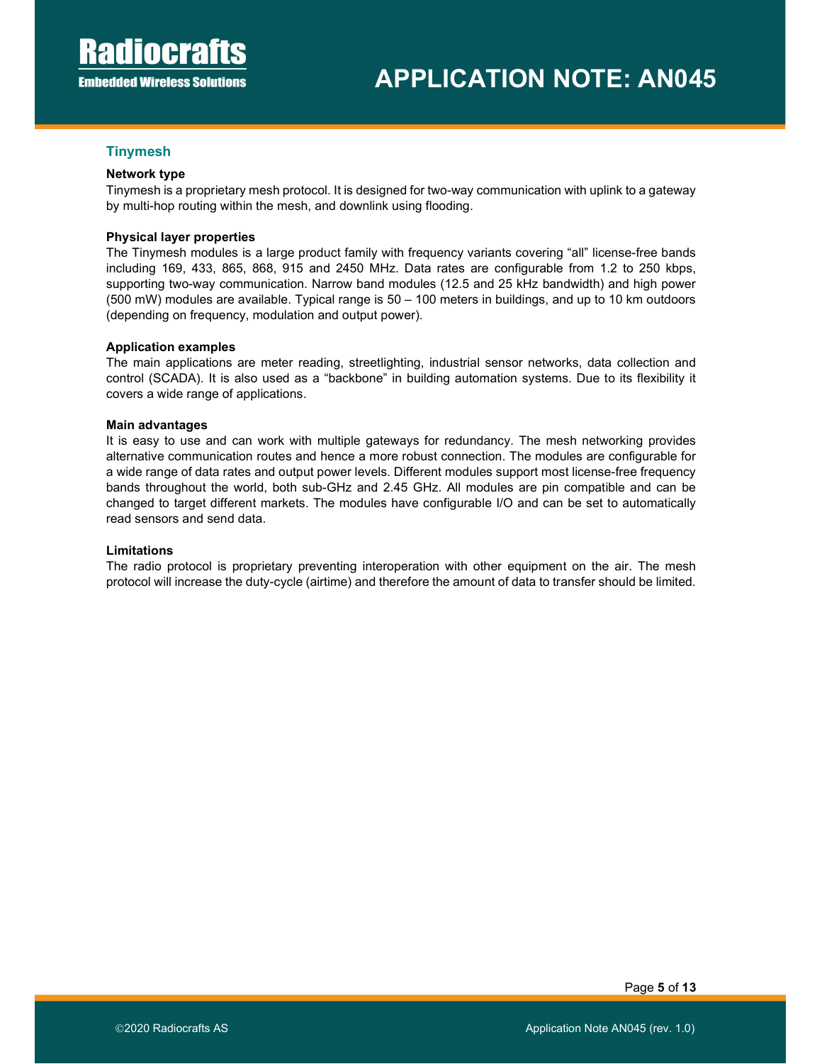## Tinymesh

### Network type

Tinymesh is a proprietary mesh protocol. It is designed for two-way communication with uplink to a gateway by multi-hop routing within the mesh, and downlink using flooding.

### Physical layer properties

The Tinymesh modules is a large product family with frequency variants covering “all” license-free bands including 169, 433, 865, 868, 915 and 2450 MHz. Data rates are configurable from 1.2 to 250 kbps, supporting two-way communication. Narrow band modules (12.5 and 25 kHz bandwidth) and high power (500 mW) modules are available. Typical range is 50 – 100 meters in buildings, and up to 10 km outdoors (depending on frequency, modulation and output power).

### Application examples

The main applications are meter reading, streetlighting, industrial sensor networks, data collection and control (SCADA). It is also used as a “backbone” in building automation systems. Due to its flexibility it covers a wide range of applications.

### Main advantages

It is easy to use and can work with multiple gateways for redundancy. The mesh networking provides alternative communication routes and hence a more robust connection. The modules are configurable for a wide range of data rates and output power levels. Different modules support most license-free frequency bands throughout the world, both sub-GHz and 2.45 GHz. All modules are pin compatible and can be changed to target different markets. The modules have configurable I/O and can be set to automatically read sensors and send data.

### Limitations

The radio protocol is proprietary preventing interoperation with other equipment on the air. The mesh protocol will increase the duty-cycle (airtime) and therefore the amount of data to transfer should be limited.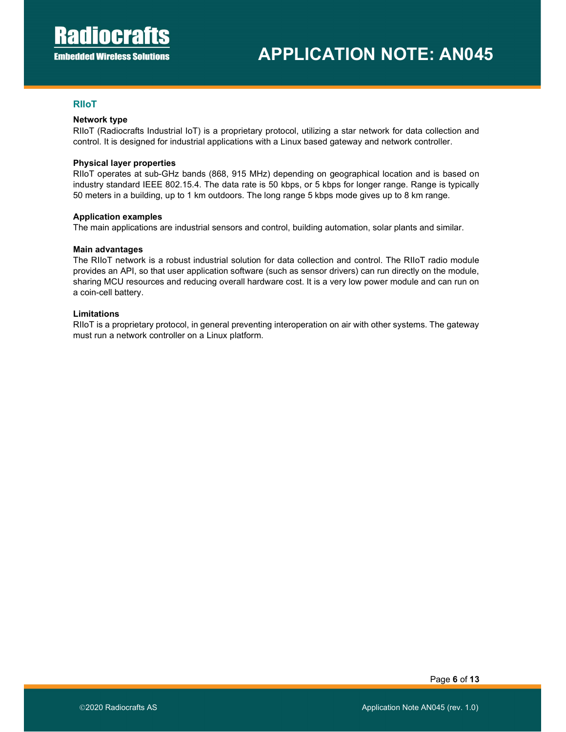## RIIoT

### Network type

RIIoT (Radiocrafts Industrial IoT) is a proprietary protocol, utilizing a star network for data collection and control. It is designed for industrial applications with a Linux based gateway and network controller.

### Physical layer properties

RIIoT operates at sub-GHz bands (868, 915 MHz) depending on geographical location and is based on industry standard IEEE 802.15.4. The data rate is 50 kbps, or 5 kbps for longer range. Range is typically 50 meters in a building, up to 1 km outdoors. The long range 5 kbps mode gives up to 8 km range.

### Application examples

The main applications are industrial sensors and control, building automation, solar plants and similar.

### Main advantages

The RIIoT network is a robust industrial solution for data collection and control. The RIIoT radio module provides an API, so that user application software (such as sensor drivers) can run directly on the module, sharing MCU resources and reducing overall hardware cost. It is a very low power module and can run on a coin-cell battery.

### Limitations

RIIoT is a proprietary protocol, in general preventing interoperation on air with other systems. The gateway must run a network controller on a Linux platform.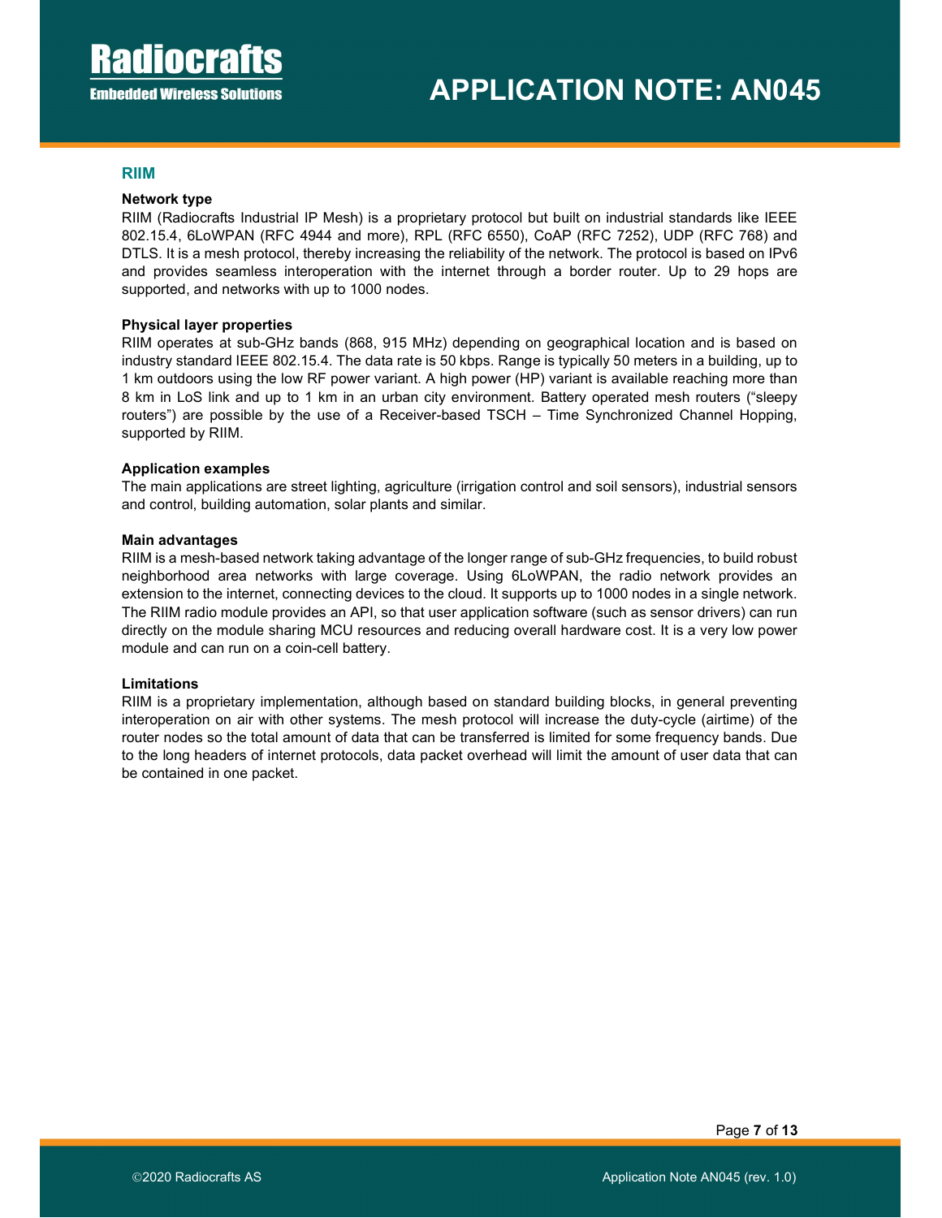## RIIM

### Network type

RIIM (Radiocrafts Industrial IP Mesh) is a proprietary protocol but built on industrial standards like IEEE 802.15.4, 6LoWPAN (RFC 4944 and more), RPL (RFC 6550), CoAP (RFC 7252), UDP (RFC 768) and DTLS. It is a mesh protocol, thereby increasing the reliability of the network. The protocol is based on IPv6 and provides seamless interoperation with the internet through a border router. Up to 29 hops are supported, and networks with up to 1000 nodes.

### Physical layer properties

RIIM operates at sub-GHz bands (868, 915 MHz) depending on geographical location and is based on industry standard IEEE 802.15.4. The data rate is 50 kbps. Range is typically 50 meters in a building, up to 1 km outdoors using the low RF power variant. A high power (HP) variant is available reaching more than 8 km in LoS link and up to 1 km in an urban city environment. Battery operated mesh routers ("sleepy routers") are possible by the use of a Receiver-based TSCH – Time Synchronized Channel Hopping, supported by RIIM.

### Application examples

The main applications are street lighting, agriculture (irrigation control and soil sensors), industrial sensors and control, building automation, solar plants and similar.

### Main advantages

RIIM is a mesh-based network taking advantage of the longer range of sub-GHz frequencies, to build robust neighborhood area networks with large coverage. Using 6LoWPAN, the radio network provides an extension to the internet, connecting devices to the cloud. It supports up to 1000 nodes in a single network. The RIIM radio module provides an API, so that user application software (such as sensor drivers) can run directly on the module sharing MCU resources and reducing overall hardware cost. It is a very low power module and can run on a coin-cell battery.

### Limitations

RIIM is a proprietary implementation, although based on standard building blocks, in general preventing interoperation on air with other systems. The mesh protocol will increase the duty-cycle (airtime) of the router nodes so the total amount of data that can be transferred is limited for some frequency bands. Due to the long headers of internet protocols, data packet overhead will limit the amount of user data that can be contained in one packet.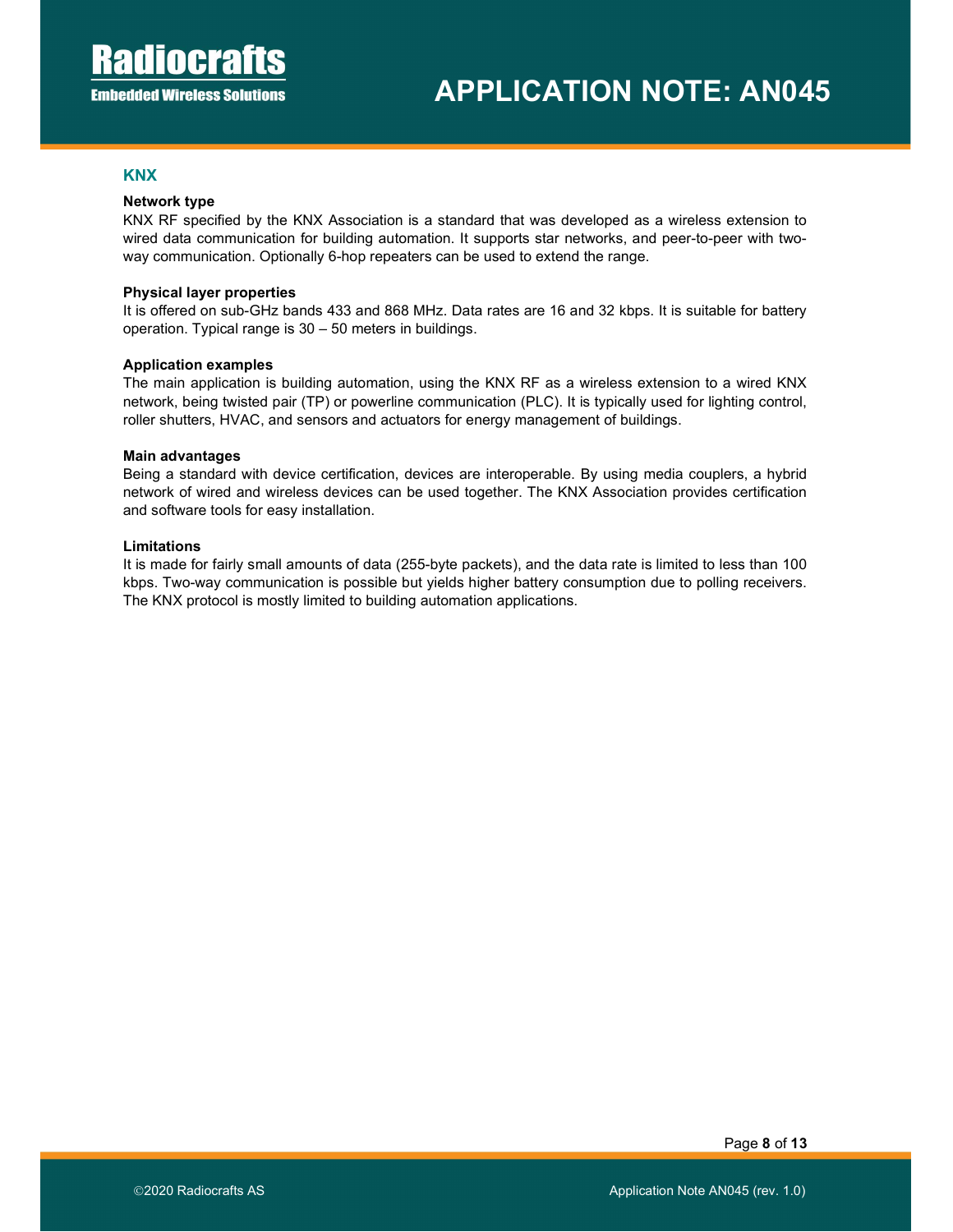## KNX

### Network type

KNX RF specified by the KNX Association is a standard that was developed as a wireless extension to wired data communication for building automation. It supports star networks, and peer-to-peer with two-way communication. Optionally 6-hop repeaters can be used to extend the range.

### Physical layer properties

It is offered on sub-GHz bands 433 and 868 MHz. Data rates are 16 and 32 kbps. It is suitable for battery operation. Typical range is 30 – 50 meters in buildings.

### Application examples

The main application is building automation, using the KNX RF as a wireless extension to a wired KNX network, being twisted pair (TP) or powerline communication (PLC). It is typically used for lighting control, roller shutters, HVAC, and sensors and actuators for energy management of buildings.

### Main advantages

Being a standard with device certification, devices are interoperable. By using media couplers, a hybrid network of wired and wireless devices can be used together. The KNX Association provides certification and software tools for easy installation.

### Limitations

It is made for fairly small amounts of data (255-byte packets), and the data rate is limited to less than 100 kbps. Two-way communication is possible but yields higher battery consumption due to polling receivers. The KNX protocol is mostly limited to building automation applications.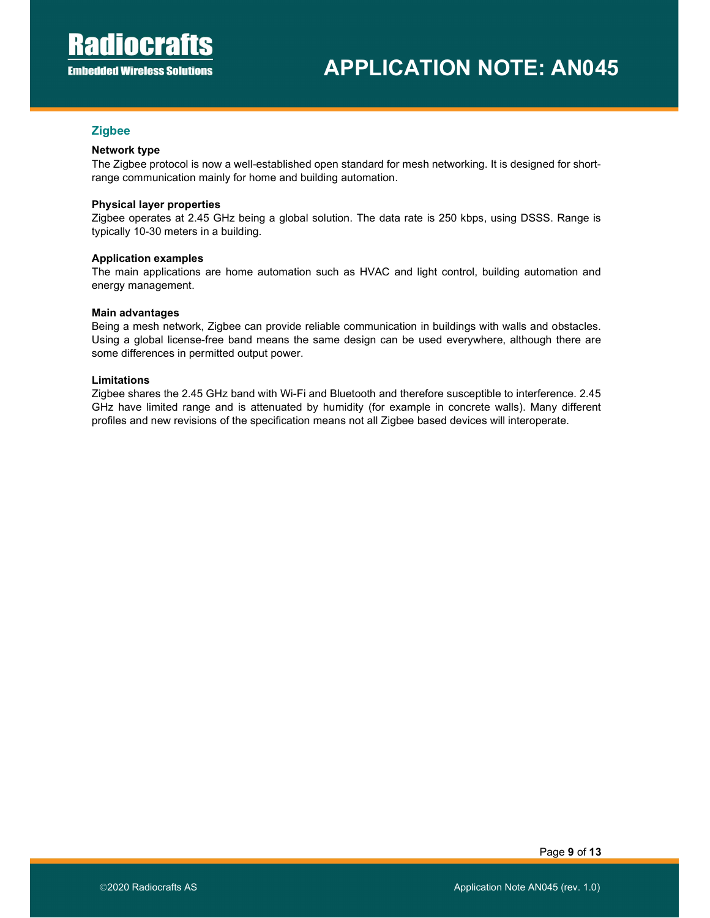## Zigbee

### Network type

The Zigbee protocol is now a well-established open standard for mesh networking. It is designed for short-range communication mainly for home and building automation.

### Physical layer properties

Zigbee operates at 2.45 GHz being a global solution. The data rate is 250 kbps, using DSSS. Range is typically 10-30 meters in a building.

### Application examples

The main applications are home automation such as HVAC and light control, building automation and energy management.

### Main advantages

Being a mesh network, Zigbee can provide reliable communication in buildings with walls and obstacles. Using a global license-free band means the same design can be used everywhere, although there are some differences in permitted output power.

### Limitations

Zigbee shares the 2.45 GHz band with Wi-Fi and Bluetooth and therefore susceptible to interference. 2.45 GHz have limited range and is attenuated by humidity (for example in concrete walls). Many different profiles and new revisions of the specification means not all Zigbee based devices will interoperate.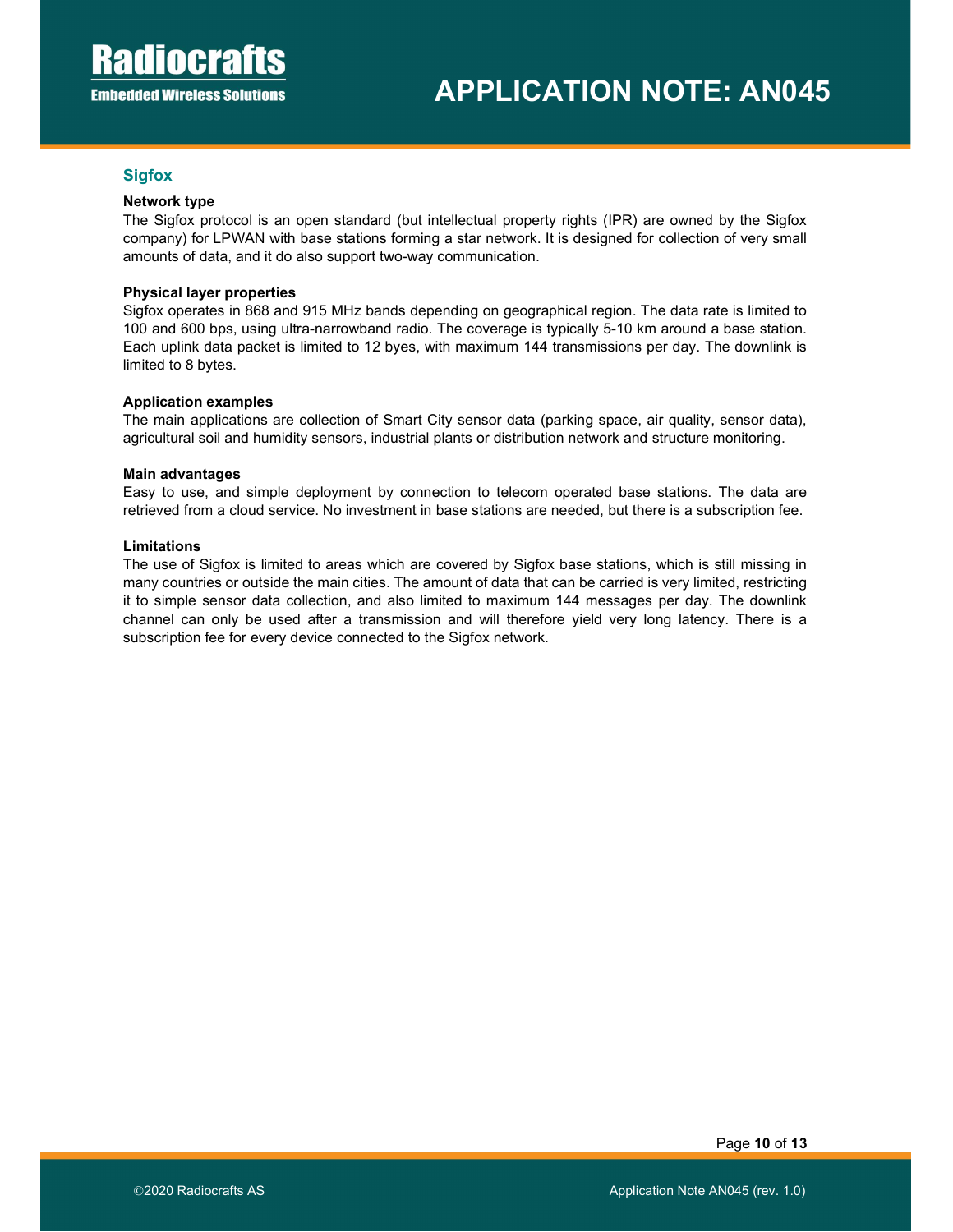## Sigfox

**Network type**

The Sigfox protocol is an open standard (but intellectual property rights (IPR) are owned by the Sigfox company) for LPWAN with base stations forming a star network. It is designed for collection of very small amounts of data, and it do also support two-way communication.

**Physical layer properties**

Sigfox operates in 868 and 915 MHz bands depending on geographical region. The data rate is limited to 100 and 600 bps, using ultra-narrowband radio. The coverage is typically 5-10 km around a base station. Each uplink data packet is limited to 12 byes, with maximum 144 transmissions per day. The downlink is limited to 8 bytes.

**Application examples**

The main applications are collection of Smart City sensor data (parking space, air quality, sensor data), agricultural soil and humidity sensors, industrial plants or distribution network and structure monitoring.

**Main advantages**

Easy to use, and simple deployment by connection to telecom operated base stations. The data are retrieved from a cloud service. No investment in base stations are needed, but there is a subscription fee.

**Limitations**

The use of Sigfox is limited to areas which are covered by Sigfox base stations, which is still missing in many countries or outside the main cities. The amount of data that can be carried is very limited, restricting it to simple sensor data collection, and also limited to maximum 144 messages per day. The downlink channel can only be used after a transmission and will therefore yield very long latency. There is a subscription fee for every device connected to the Sigfox network.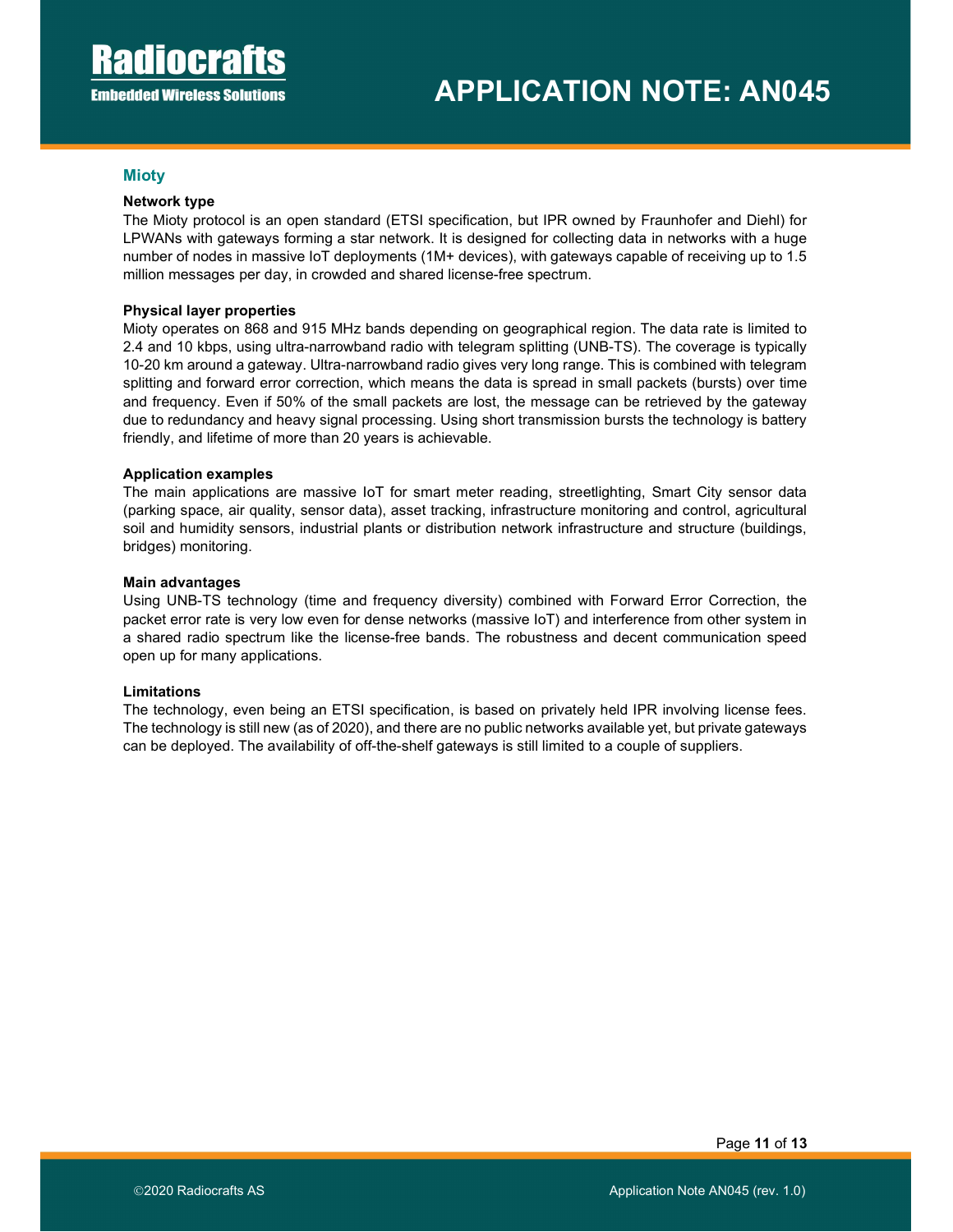## Mioty

### Network type

The Mioty protocol is an open standard (ETSI specification, but IPR owned by Fraunhofer and Diehl) for LPWANs with gateways forming a star network. It is designed for collecting data in networks with a huge number of nodes in massive IoT deployments (1M+ devices), with gateways capable of receiving up to 1.5 million messages per day, in crowded and shared license-free spectrum.

### Physical layer properties

Mioty operates on 868 and 915 MHz bands depending on geographical region. The data rate is limited to 2.4 and 10 kbps, using ultra-narrowband radio with telegram splitting (UNB-TS). The coverage is typically 10-20 km around a gateway. Ultra-narrowband radio gives very long range. This is combined with telegram splitting and forward error correction, which means the data is spread in small packets (bursts) over time and frequency. Even if 50% of the small packets are lost, the message can be retrieved by the gateway due to redundancy and heavy signal processing. Using short transmission bursts the technology is battery friendly, and lifetime of more than 20 years is achievable.

### Application examples

The main applications are massive IoT for smart meter reading, streetlighting, Smart City sensor data (parking space, air quality, sensor data), asset tracking, infrastructure monitoring and control, agricultural soil and humidity sensors, industrial plants or distribution network infrastructure and structure (buildings, bridges) monitoring.

### Main advantages

Using UNB-TS technology (time and frequency diversity) combined with Forward Error Correction, the packet error rate is very low even for dense networks (massive IoT) and interference from other system in a shared radio spectrum like the license-free bands. The robustness and decent communication speed open up for many applications.

### Limitations

The technology, even being an ETSI specification, is based on privately held IPR involving license fees. The technology is still new (as of 2020), and there are no public networks available yet, but private gateways can be deployed. The availability of off-the-shelf gateways is still limited to a couple of suppliers.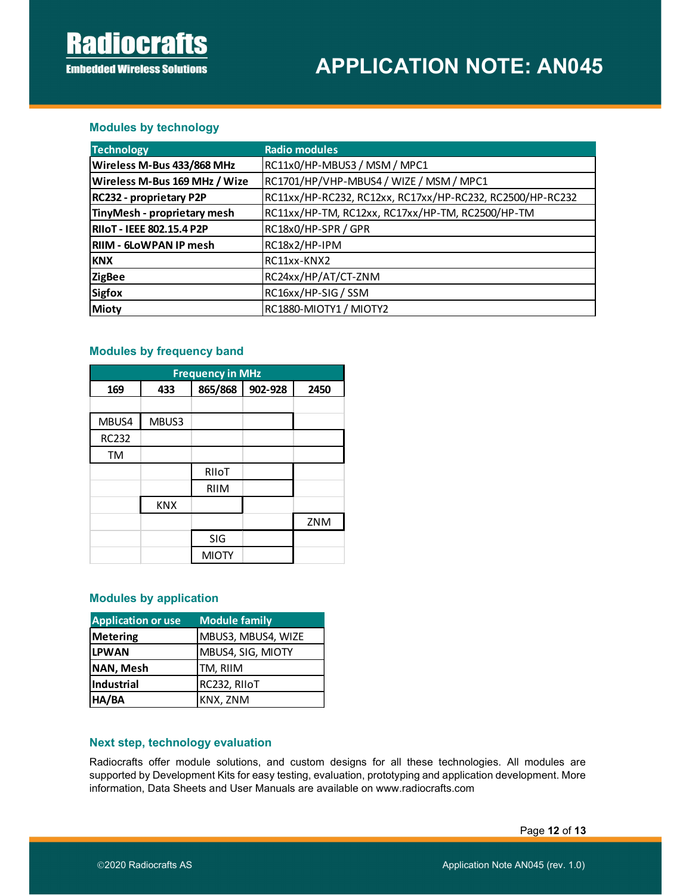## Modules by technology

| Technology | Radio modules |
|---|---|
| **Wireless M-Bus 433/868 MHz** | RC11x0/HP-MBUS3 / MSM / MPC1 |
| **Wireless M-Bus 169 MHz / Wize** | RC1701/HP/VHP-MBUS4 / WIZE / MSM / MPC1 |
| **RC232 - proprietary P2P** | RC11xx/HP-RC232, RC12xx, RC17xx/HP-RC232, RC2500/HP-RC232 |
| **TinyMesh - proprietary mesh** | RC11xx/HP-TM, RC12xx, RC17xx/HP-TM, RC2500/HP-TM |
| **RIIoT - IEEE 802.15.4 P2P** | RC18x0/HP-SPR / GPR |
| **RIIM - 6LoWPAN IP mesh** | RC18x2/HP-IPM |
| **KNX** | RC11xx-KNX2 |
| **ZigBee** | RC24xx/HP/AT/CT-ZNM |
| **Sigfox** | RC16xx/HP-SIG / SSM |
| **Mioty** | RC1880-MIOTY1 / MIOTY2 |

## Modules by frequency band

| Frequency in MHz | | | | |
|---|---|---|---|---|
| **169** | **433** | **865/868** | **902-928** | **2450** |
| MBUS4 | MBUS3 | | | |
| RC232 | | | | |
| TM | | | | |
| | | RIIoT | | |
| | | RIIM | | |
| | KNX | | | |
| | | | | ZNM |
| | | SIG | | |
| | | MIOTY | | |

## Modules by application

| Application or use | Module family |
|---|---|
| **Metering** | MBUS3, MBUS4, WIZE |
| **LPWAN** | MBUS4, SIG, MIOTY |
| **NAN, Mesh** | TM, RIIM |
| **Industrial** | RC232, RIIoT |
| **HA/BA** | KNX, ZNM |

## Next step, technology evaluation

Radiocrafts offer module solutions, and custom designs for all these technologies. All modules are supported by Development Kits for easy testing, evaluation, prototyping and application development. More information, Data Sheets and User Manuals are available on www.radiocrafts.com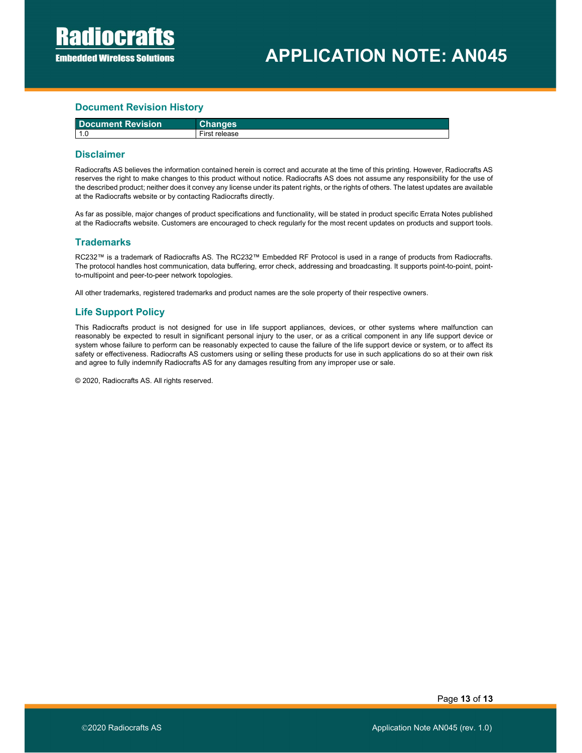## Document Revision History

| Document Revision | Changes |
|---|---|
| 1.0 | First release |

## Disclaimer

Radiocrafts AS believes the information contained herein is correct and accurate at the time of this printing. However, Radiocrafts AS reserves the right to make changes to this product without notice. Radiocrafts AS does not assume any responsibility for the use of the described product; neither does it convey any license under its patent rights, or the rights of others. The latest updates are available at the Radiocrafts website or by contacting Radiocrafts directly.

As far as possible, major changes of product specifications and functionality, will be stated in product specific Errata Notes published at the Radiocrafts website. Customers are encouraged to check regularly for the most recent updates on products and support tools.

## Trademarks

RC232™ is a trademark of Radiocrafts AS. The RC232™ Embedded RF Protocol is used in a range of products from Radiocrafts. The protocol handles host communication, data buffering, error check, addressing and broadcasting. It supports point-to-point, point-to-multipoint and peer-to-peer network topologies.

All other trademarks, registered trademarks and product names are the sole property of their respective owners.

## Life Support Policy

This Radiocrafts product is not designed for use in life support appliances, devices, or other systems where malfunction can reasonably be expected to result in significant personal injury to the user, or as a critical component in any life support device or system whose failure to perform can be reasonably expected to cause the failure of the life support device or system, or to affect its safety or effectiveness. Radiocrafts AS customers using or selling these products for use in such applications do so at their own risk and agree to fully indemnify Radiocrafts AS for any damages resulting from any improper use or sale.

© 2020, Radiocrafts AS. All rights reserved.